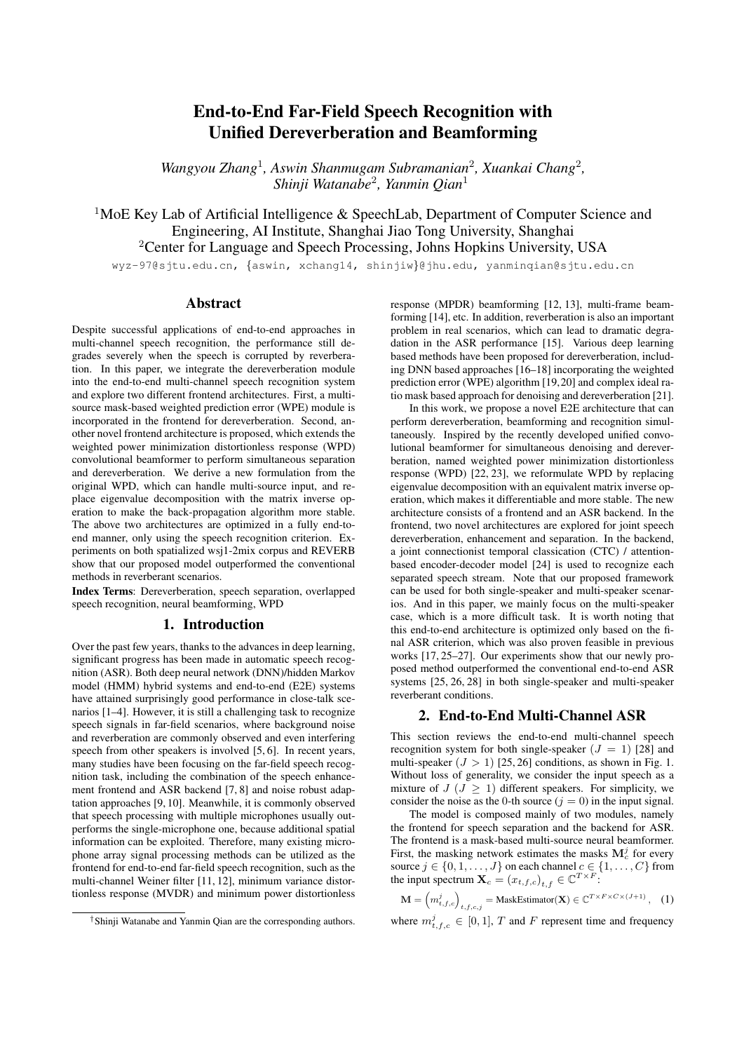# End-to-End Far-Field Speech Recognition with Unified Dereverberation and Beamforming

*Wangyou Zhang*[1]*, Aswin Shanmugam Subramanian*[2]*, Xuankai Chang*[2]*, Shinji Watanabe*[2]*, Yanmin Qian*[1]

[1]MoE Key Lab of Artificial Intelligence & SpeechLab, Department of Computer Science and Engineering, AI Institute, Shanghai Jiao Tong University, Shanghai
[2]Center for Language and Speech Processing, Johns Hopkins University, USA

wyz-97@sjtu.edu.cn, {aswin, xchang14, shinjiw}@jhu.edu, yanminqian@sjtu.edu.cn

## Abstract

Despite successful applications of end-to-end approaches in multi-channel speech recognition, the performance still degrades severely when the speech is corrupted by reverberation. In this paper, we integrate the dereverberation module into the end-to-end multi-channel speech recognition system and explore two different frontend architectures. First, a multi-source mask-based weighted prediction error (WPE) module is incorporated in the frontend for dereverberation. Second, another novel frontend architecture is proposed, which extends the weighted power minimization distortionless response (WPD) convolutional beamformer to perform simultaneous separation and dereverberation. We derive a new formulation from the original WPD, which can handle multi-source input, and replace eigenvalue decomposition with the matrix inverse operation to make the back-propagation algorithm more stable. The above two architectures are optimized in a fully end-to-end manner, only using the speech recognition criterion. Experiments on both spatialized wsj1-2mix corpus and REVERB show that our proposed model outperformed the conventional methods in reverberant scenarios.

**Index Terms**: Dereverberation, speech separation, overlapped speech recognition, neural beamforming, WPD

## 1. Introduction

Over the past few years, thanks to the advances in deep learning, significant progress has been made in automatic speech recognition (ASR). Both deep neural network (DNN)/hidden Markov model (HMM) hybrid systems and end-to-end (E2E) systems have attained surprisingly good performance in close-talk scenarios [1–4]. However, it is still a challenging task to recognize speech signals in far-field scenarios, where background noise and reverberation are commonly observed and even interfering speech from other speakers is involved [5, 6]. In recent years, many studies have been focusing on the far-field speech recognition task, including the combination of the speech enhancement frontend and ASR backend [7, 8] and noise robust adaptation approaches [9, 10]. Meanwhile, it is commonly observed that speech processing with multiple microphones usually outperforms the single-microphone one, because additional spatial information can be exploited. Therefore, many existing microphone array signal processing methods can be utilized as the frontend for end-to-end far-field speech recognition, such as the multi-channel Weiner filter [11, 12], minimum variance distortionless response (MVDR) and minimum power distortionless response (MPDR) beamforming [12, 13], multi-frame beamforming [14], etc. In addition, reverberation is also an important problem in real scenarios, which can lead to dramatic degradation in the ASR performance [15]. Various deep learning based methods have been proposed for dereverberation, including DNN based approaches [16–18] incorporating the weighted prediction error (WPE) algorithm [19, 20] and complex ideal ratio mask based approach for denoising and dereverberation [21].

In this work, we propose a novel E2E architecture that can perform dereverberation, beamforming and recognition simultaneously. Inspired by the recently developed unified convolutional beamformer for simultaneous denoising and dereverberation, named weighted power minimization distortionless response (WPD) [22, 23], we reformulate WPD by replacing eigenvalue decomposition with an equivalent matrix inverse operation, which makes it differentiable and more stable. The new architecture consists of a frontend and an ASR backend. In the frontend, two novel architectures are explored for joint speech dereverberation, enhancement and separation. In the backend, a joint connectionist temporal classification (CTC) / attention-based encoder-decoder model [24] is used to recognize each separated speech stream. Note that our proposed framework can be used for both single-speaker and multi-speaker scenarios. And in this paper, we mainly focus on the multi-speaker case, which is a more difficult task. It is worth noting that this end-to-end architecture is optimized only based on the final ASR criterion, which was also proven feasible in previous works [17, 25–27]. Our experiments show that our newly proposed method outperformed the conventional end-to-end ASR systems [25, 26, 28] in both single-speaker and multi-speaker reverberant conditions.

## 2. End-to-End Multi-Channel ASR

This section reviews the end-to-end multi-channel speech recognition system for both single-speaker ($J = 1$) [28] and multi-speaker ($J > 1$) [25, 26] conditions, as shown in Fig. 1. Without loss of generality, we consider the input speech as a mixture of $J$ ($J \geq 1$) different speakers. For simplicity, we consider the noise as the 0-th source ($j = 0$) in the input signal.

The model is composed mainly of two modules, namely the frontend for speech separation and the backend for ASR. The frontend is a mask-based multi-source neural beamformer. First, the masking network estimates the masks $\mathbf{M}_c^j$ for every source $j \in \{0, 1, \dots, J\}$ on each channel $c \in \{1, \dots, C\}$ from the input spectrum $\mathbf{X}_c = (x_{t,f,c})_{t,f} \in \mathbb{C}^{T \times F}$:

$$\mathbf{M} = \left(m_{t,f,c}^j\right)_{t,f,c,j} = \text{MaskEstimator}(\mathbf{X}) \in \mathbb{C}^{T \times F \times C \times (J+1)}, \quad (1)$$

where $m_{t,f,c}^j \in [0, 1]$, $T$ and $F$ represent time and frequency

† Shinji Watanabe and Yanmin Qian are the corresponding authors.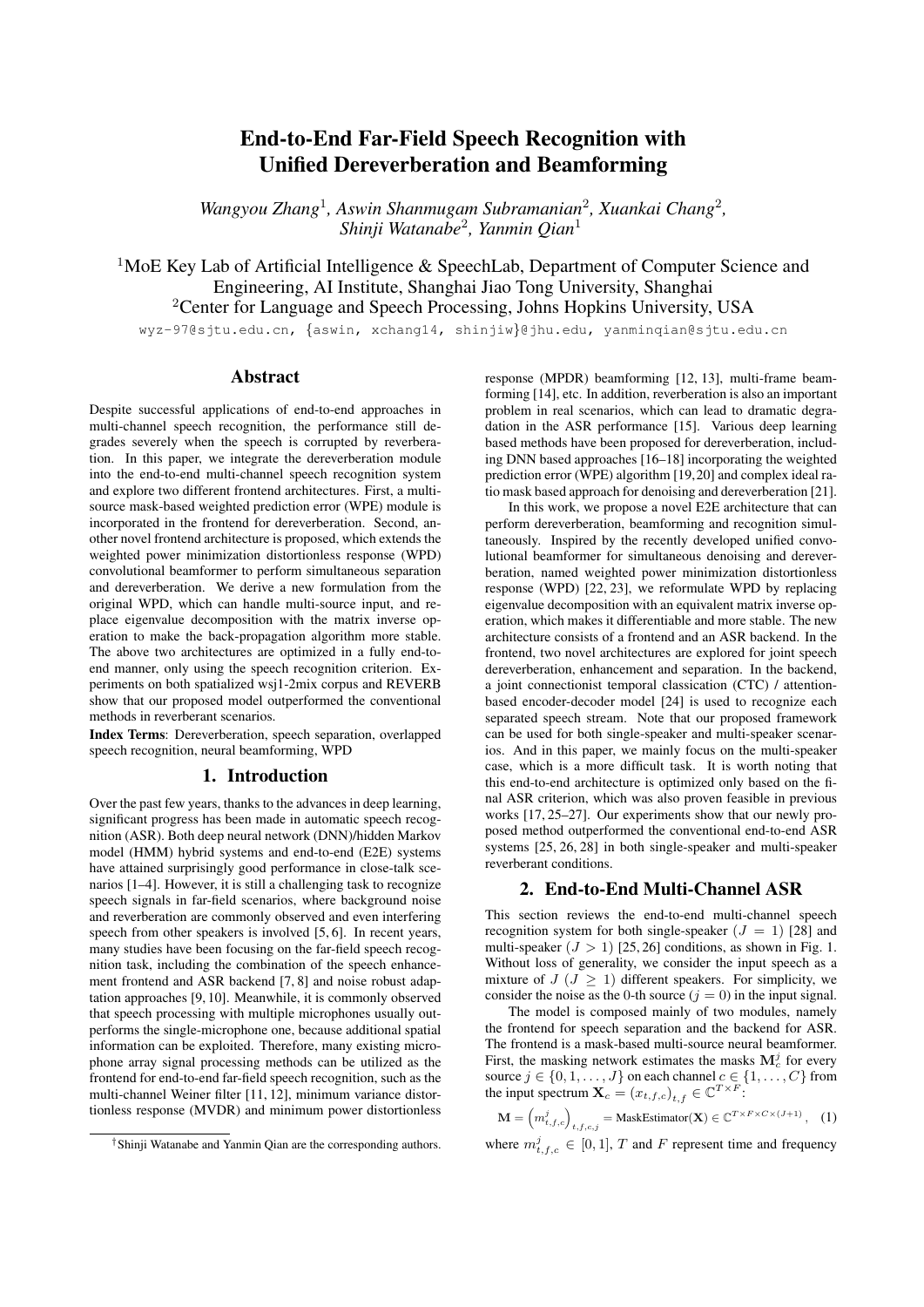# End-to-End Far-Field Speech Recognition with Unified Dereverberation and Beamforming

*Wangyou Zhang*[1]*, Aswin Shanmugam Subramanian*[2]*, Xuankai Chang*[2]*, Shinji Watanabe*[2]*, Yanmin Qian*[1]

[1]MoE Key Lab of Artificial Intelligence & SpeechLab, Department of Computer Science and Engineering, AI Institute, Shanghai Jiao Tong University, Shanghai
[2]Center for Language and Speech Processing, Johns Hopkins University, USA

wyz-97@sjtu.edu.cn, {aswin, xchang14, shinjiw}@jhu.edu, yanminqian@sjtu.edu.cn

## Abstract

Despite successful applications of end-to-end approaches in multi-channel speech recognition, the performance still degrades severely when the speech is corrupted by reverberation. In this paper, we integrate the dereverberation module into the end-to-end multi-channel speech recognition system and explore two different frontend architectures. First, a multi-source mask-based weighted prediction error (WPE) module is incorporated in the frontend for dereverberation. Second, another novel frontend architecture is proposed, which extends the weighted power minimization distortionless response (WPD) convolutional beamformer to perform simultaneous separation and dereverberation. We derive a new formulation from the original WPD, which can handle multi-source input, and replace eigenvalue decomposition with the matrix inverse operation to make the back-propagation algorithm more stable. The above two architectures are optimized in a fully end-to-end manner, only using the speech recognition criterion. Experiments on both spatialized wsj1-2mix corpus and REVERB show that our proposed model outperformed the conventional methods in reverberant scenarios.

**Index Terms**: Dereverberation, speech separation, overlapped speech recognition, neural beamforming, WPD

## 1. Introduction

Over the past few years, thanks to the advances in deep learning, significant progress has been made in automatic speech recognition (ASR). Both deep neural network (DNN)/hidden Markov model (HMM) hybrid systems and end-to-end (E2E) systems have attained surprisingly good performance in close-talk scenarios [1–4]. However, it is still a challenging task to recognize speech signals in far-field scenarios, where background noise and reverberation are commonly observed and even interfering speech from other speakers is involved [5, 6]. In recent years, many studies have been focusing on the far-field speech recognition task, including the combination of the speech enhancement frontend and ASR backend [7, 8] and noise robust adaptation approaches [9, 10]. Meanwhile, it is commonly observed that speech processing with multiple microphones usually outperforms the single-microphone one, because additional spatial information can be exploited. Therefore, many existing microphone array signal processing methods can be utilized as the frontend for end-to-end far-field speech recognition, such as the multi-channel Weiner filter [11, 12], minimum variance distortionless response (MVDR) and minimum power distortionless response (MPDR) beamforming [12, 13], multi-frame beamforming [14], etc. In addition, reverberation is also an important problem in real scenarios, which can lead to dramatic degradation in the ASR performance [15]. Various deep learning based methods have been proposed for dereverberation, including DNN based approaches [16–18] incorporating the weighted prediction error (WPE) algorithm [19, 20] and complex ideal ratio mask based approach for denoising and dereverberation [21].

In this work, we propose a novel E2E architecture that can perform dereverberation, beamforming and recognition simultaneously. Inspired by the recently developed unified convolutional beamformer for simultaneous denoising and dereverberation, named weighted power minimization distortionless response (WPD) [22, 23], we reformulate WPD by replacing eigenvalue decomposition with an equivalent matrix inverse operation, which makes it differentiable and more stable. The new architecture consists of a frontend and an ASR backend. In the frontend, two novel architectures are explored for joint speech dereverberation, enhancement and separation. In the backend, a joint connectionist temporal classification (CTC) / attention-based encoder-decoder model [24] is used to recognize each separated speech stream. Note that our proposed framework can be used for both single-speaker and multi-speaker scenarios. And in this paper, we mainly focus on the multi-speaker case, which is a more difficult task. It is worth noting that this end-to-end architecture is optimized only based on the final ASR criterion, which was also proven feasible in previous works [17, 25–27]. Our experiments show that our newly proposed method outperformed the conventional end-to-end ASR systems [25, 26, 28] in both single-speaker and multi-speaker reverberant conditions.

## 2. End-to-End Multi-Channel ASR

This section reviews the end-to-end multi-channel speech recognition system for both single-speaker ($J = 1$) [28] and multi-speaker ($J > 1$) [25, 26] conditions, as shown in Fig. 1. Without loss of generality, we consider the input speech as a mixture of $J$ ($J \geq 1$) different speakers. For simplicity, we consider the noise as the 0-th source ($j = 0$) in the input signal.

The model is composed mainly of two modules, namely the frontend for speech separation and the backend for ASR. The frontend is a mask-based multi-source neural beamformer. First, the masking network estimates the masks $\mathbf{M}_c^j$ for every source $j \in \{0, 1, \ldots, J\}$ on each channel $c \in \{1, \ldots, C\}$ from the input spectrum $\mathbf{X}_c = (x_{t,f,c})_{t,f} \in \mathbb{C}^{T \times F}$:

$$\mathbf{M} = \left(m_{t,f,c}^j\right)_{t,f,c,j} = \text{MaskEstimator}(\mathbf{X}) \in \mathbb{C}^{T \times F \times C \times (J+1)}, \quad (1)$$

where $m_{t,f,c}^j \in [0, 1]$, $T$ and $F$ represent time and frequency

---

†Shinji Watanabe and Yanmin Qian are the corresponding authors.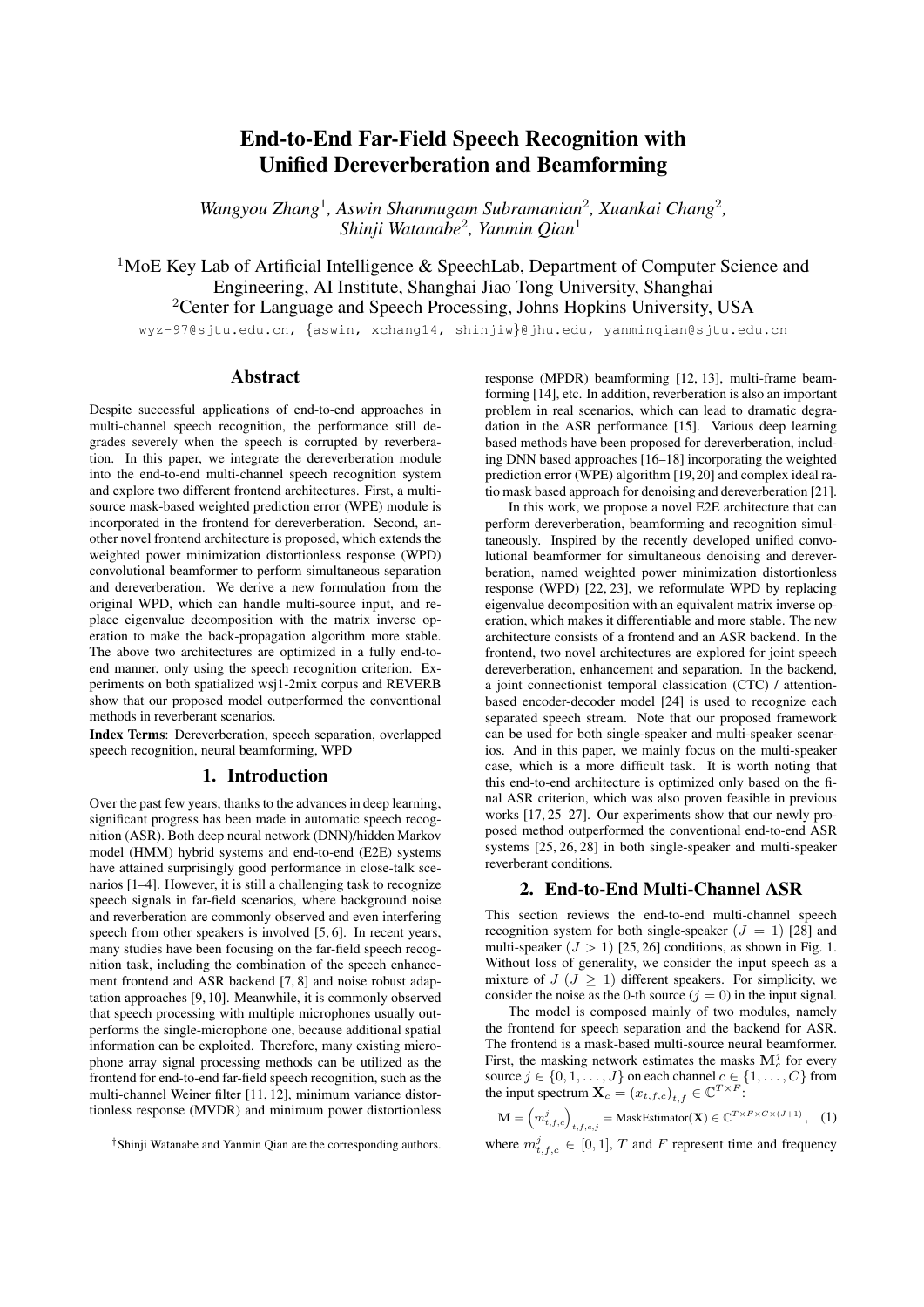# End-to-End Far-Field Speech Recognition with Unified Dereverberation and Beamforming

*Wangyou Zhang*[1], *Aswin Shanmugam Subramanian*[2], *Xuankai Chang*[2], *Shinji Watanabe*[2], *Yanmin Qian*[1]

[1]MoE Key Lab of Artificial Intelligence & SpeechLab, Department of Computer Science and Engineering, AI Institute, Shanghai Jiao Tong University, Shanghai
[2]Center for Language and Speech Processing, Johns Hopkins University, USA

wyz-97@sjtu.edu.cn, {aswin, xchang14, shinjiw}@jhu.edu, yanminqian@sjtu.edu.cn

## Abstract

Despite successful applications of end-to-end approaches in multi-channel speech recognition, the performance still degrades severely when the speech is corrupted by reverberation. In this paper, we integrate the dereverberation module into the end-to-end multi-channel speech recognition system and explore two different frontend architectures. First, a multi-source mask-based weighted prediction error (WPE) module is incorporated in the frontend for dereverberation. Second, another novel frontend architecture is proposed, which extends the weighted power minimization distortionless response (WPD) convolutional beamformer to perform simultaneous separation and dereverberation. We derive a new formulation from the original WPD, which can handle multi-source input, and replace eigenvalue decomposition with the matrix inverse operation to make the back-propagation algorithm more stable. The above two architectures are optimized in a fully end-to-end manner, only using the speech recognition criterion. Experiments on both spatialized wsj1-2mix corpus and REVERB show that our proposed model outperformed the conventional methods in reverberant scenarios.

**Index Terms**: Dereverberation, speech separation, overlapped speech recognition, neural beamforming, WPD

## 1. Introduction

Over the past few years, thanks to the advances in deep learning, significant progress has been made in automatic speech recognition (ASR). Both deep neural network (DNN)/hidden Markov model (HMM) hybrid systems and end-to-end (E2E) systems have attained surprisingly good performance in close-talk scenarios [1–4]. However, it is still a challenging task to recognize speech signals in far-field scenarios, where background noise and reverberation are commonly observed and even interfering speech from other speakers is involved [5, 6]. In recent years, many studies have been focusing on the far-field speech recognition task, including the combination of the speech enhancement frontend and ASR backend [7, 8] and noise robust adaptation approaches [9, 10]. Meanwhile, it is commonly observed that speech processing with multiple microphones usually outperforms the single-microphone one, because additional spatial information can be exploited. Therefore, many existing microphone array signal processing methods can be utilized as the frontend for end-to-end far-field speech recognition, such as the multi-channel Weiner filter [11, 12], minimum variance distortionless response (MVDR) and minimum power distortionless response (MPDR) beamforming [12, 13], multi-frame beamforming [14], etc. In addition, reverberation is also an important problem in real scenarios, which can lead to dramatic degradation in the ASR performance [15]. Various deep learning based methods have been proposed for dereverberation, including DNN based approaches [16–18] incorporating the weighted prediction error (WPE) algorithm [19, 20] and complex ideal ratio mask based approach for denoising and dereverberation [21].

In this work, we propose a novel E2E architecture that can perform dereverberation, beamforming and recognition simultaneously. Inspired by the recently developed unified convolutional beamformer for simultaneous denoising and dereverberation, named weighted power minimization distortionless response (WPD) [22, 23], we reformulate WPD by replacing eigenvalue decomposition with an equivalent matrix inverse operation, which makes it differentiable and more stable. The new architecture consists of a frontend and an ASR backend. In the frontend, two novel architectures are explored for joint speech dereverberation, enhancement and separation. In the backend, a joint connectionist temporal classification (CTC) / attention-based encoder-decoder model [24] is used to recognize each separated speech stream. Note that our proposed framework can be used for both single-speaker and multi-speaker scenarios. And in this paper, we mainly focus on the multi-speaker case, which is a more difficult task. It is worth noting that this end-to-end architecture is optimized only based on the final ASR criterion, which was also proven feasible in previous works [17, 25–27]. Our experiments show that our newly proposed method outperformed the conventional end-to-end ASR systems [25, 26, 28] in both single-speaker and multi-speaker reverberant conditions.

## 2. End-to-End Multi-Channel ASR

This section reviews the end-to-end multi-channel speech recognition system for both single-speaker ($J = 1$) [28] and multi-speaker ($J > 1$) [25, 26] conditions, as shown in Fig. 1. Without loss of generality, we consider the input speech as a mixture of $J$ ($J \geq 1$) different speakers. For simplicity, we consider the noise as the 0-th source ($j = 0$) in the input signal.

The model is composed mainly of two modules, namely the frontend for speech separation and the backend for ASR. The frontend is a mask-based multi-source neural beamformer. First, the masking network estimates the masks $\mathbf{M}_c^j$ for every source $j \in \{0, 1, \dots, J\}$ on each channel $c \in \{1, \dots, C\}$ from the input spectrum $\mathbf{X}_c = (x_{t,f,c})_{t,f} \in \mathbb{C}^{T \times F}$:

$$\mathbf{M} = \left(m_{t,f,c}^{j}\right)_{t,f,c,j} = \text{MaskEstimator}(\mathbf{X}) \in \mathbb{C}^{T \times F \times C \times (J+1)}, \quad (1)$$

where $m_{t,f,c}^{j} \in [0, 1]$, $T$ and $F$ represent time and frequency

---

†Shinji Watanabe and Yanmin Qian are the corresponding authors.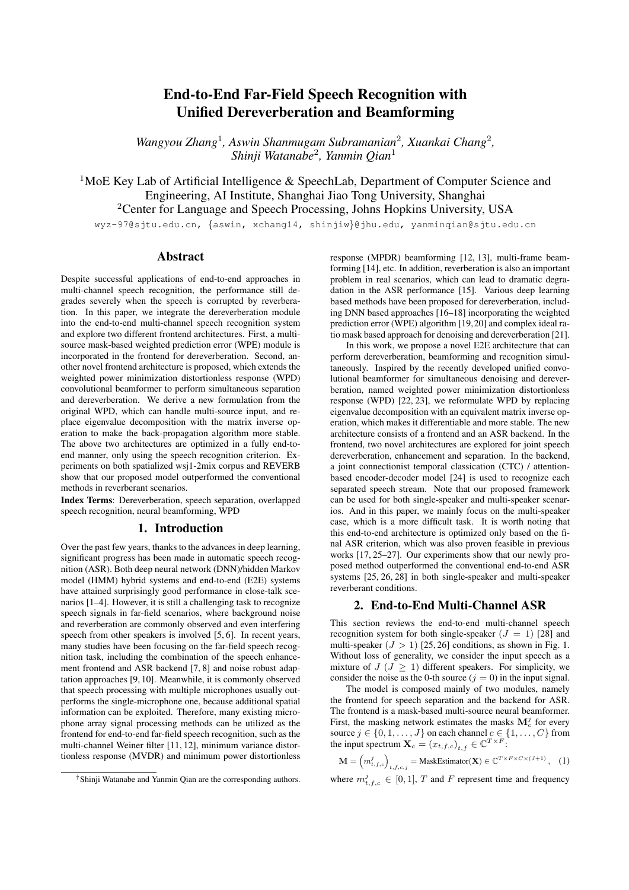# End-to-End Far-Field Speech Recognition with Unified Dereverberation and Beamforming

*Wangyou Zhang[1], Aswin Shanmugam Subramanian[2], Xuankai Chang[2], Shinji Watanabe[2], Yanmin Qian[1]*

[1]MoE Key Lab of Artificial Intelligence & SpeechLab, Department of Computer Science and Engineering, AI Institute, Shanghai Jiao Tong University, Shanghai
[2]Center for Language and Speech Processing, Johns Hopkins University, USA

wyz-97@sjtu.edu.cn, {aswin, xchang14, shinjiw}@jhu.edu, yanminqian@sjtu.edu.cn

## Abstract

Despite successful applications of end-to-end approaches in multi-channel speech recognition, the performance still degrades severely when the speech is corrupted by reverberation. In this paper, we integrate the dereverberation module into the end-to-end multi-channel speech recognition system and explore two different frontend architectures. First, a multi-source mask-based weighted prediction error (WPE) module is incorporated in the frontend for dereverberation. Second, another novel frontend architecture is proposed, which extends the weighted power minimization distortionless response (WPD) convolutional beamformer to perform simultaneous separation and dereverberation. We derive a new formulation from the original WPD, which can handle multi-source input, and replace eigenvalue decomposition with the matrix inverse operation to make the back-propagation algorithm more stable. The above two architectures are optimized in a fully end-to-end manner, only using the speech recognition criterion. Experiments on both spatialized wsj1-2mix corpus and REVERB show that our proposed model outperformed the conventional methods in reverberant scenarios.

**Index Terms**: Dereverberation, speech separation, overlapped speech recognition, neural beamforming, WPD

## 1. Introduction

Over the past few years, thanks to the advances in deep learning, significant progress has been made in automatic speech recognition (ASR). Both deep neural network (DNN)/hidden Markov model (HMM) hybrid systems and end-to-end (E2E) systems have attained surprisingly good performance in close-talk scenarios [1–4]. However, it is still a challenging task to recognize speech signals in far-field scenarios, where background noise and reverberation are commonly observed and even interfering speech from other speakers is involved [5, 6]. In recent years, many studies have been focusing on the far-field speech recognition task, including the combination of the speech enhancement frontend and ASR backend [7, 8] and noise robust adaptation approaches [9, 10]. Meanwhile, it is commonly observed that speech processing with multiple microphones usually outperforms the single-microphone one, because additional spatial information can be exploited. Therefore, many existing microphone array signal processing methods can be utilized as the frontend for end-to-end far-field speech recognition, such as the multi-channel Weiner filter [11, 12], minimum variance distortionless response (MVDR) and minimum power distortionless response (MPDR) beamforming [12, 13], multi-frame beamforming [14], etc. In addition, reverberation is also an important problem in real scenarios, which can lead to dramatic degradation in the ASR performance [15]. Various deep learning based methods have been proposed for dereverberation, including DNN based approaches [16–18] incorporating the weighted prediction error (WPE) algorithm [19, 20] and complex ideal ratio mask based approach for denoising and dereverberation [21].

In this work, we propose a novel E2E architecture that can perform dereverberation, beamforming and recognition simultaneously. Inspired by the recently developed unified convolutional beamformer for simultaneous denoising and dereverberation, named weighted power minimization distortionless response (WPD) [22, 23], we reformulate WPD by replacing eigenvalue decomposition with an equivalent matrix inverse operation, which makes it differentiable and more stable. The new architecture consists of a frontend and an ASR backend. In the frontend, two novel architectures are explored for joint speech dereverberation, enhancement and separation. In the backend, a joint connectionist temporal classification (CTC) / attention-based encoder-decoder model [24] is used to recognize each separated speech stream. Note that our proposed framework can be used for both single-speaker and multi-speaker scenarios. And in this paper, we mainly focus on the multi-speaker case, which is a more difficult task. It is worth noting that this end-to-end architecture is optimized only based on the final ASR criterion, which was also proven feasible in previous works [17, 25–27]. Our experiments show that our newly proposed method outperformed the conventional end-to-end ASR systems [25, 26, 28] in both single-speaker and multi-speaker reverberant conditions.

## 2. End-to-End Multi-Channel ASR

This section reviews the end-to-end multi-channel speech recognition system for both single-speaker ($J = 1$) [28] and multi-speaker ($J > 1$) [25, 26] conditions, as shown in Fig. 1. Without loss of generality, we consider the input speech as a mixture of $J$ ($J \geq 1$) different speakers. For simplicity, we consider the noise as the 0-th source ($j = 0$) in the input signal.

The model is composed mainly of two modules, namely the frontend for speech separation and the backend for ASR. The frontend is a mask-based multi-source neural beamformer. First, the masking network estimates the masks $\mathbf{M}_c^j$ for every source $j \in \{0, 1, \ldots, J\}$ on each channel $c \in \{1, \ldots, C\}$ from the input spectrum $\mathbf{X}_c = (x_{t,f,c})_{t,f} \in \mathbb{C}^{T \times F}$:

$$\mathbf{M} = \left(m_{t,f,c}^j\right)_{t,f,c,j} = \text{MaskEstimator}(\mathbf{X}) \in \mathbb{C}^{T \times F \times C \times (J+1)}, \quad (1)$$

where $m_{t,f,c}^j \in [0, 1]$, $T$ and $F$ represent time and frequency

---

†Shinji Watanabe and Yanmin Qian are the corresponding authors.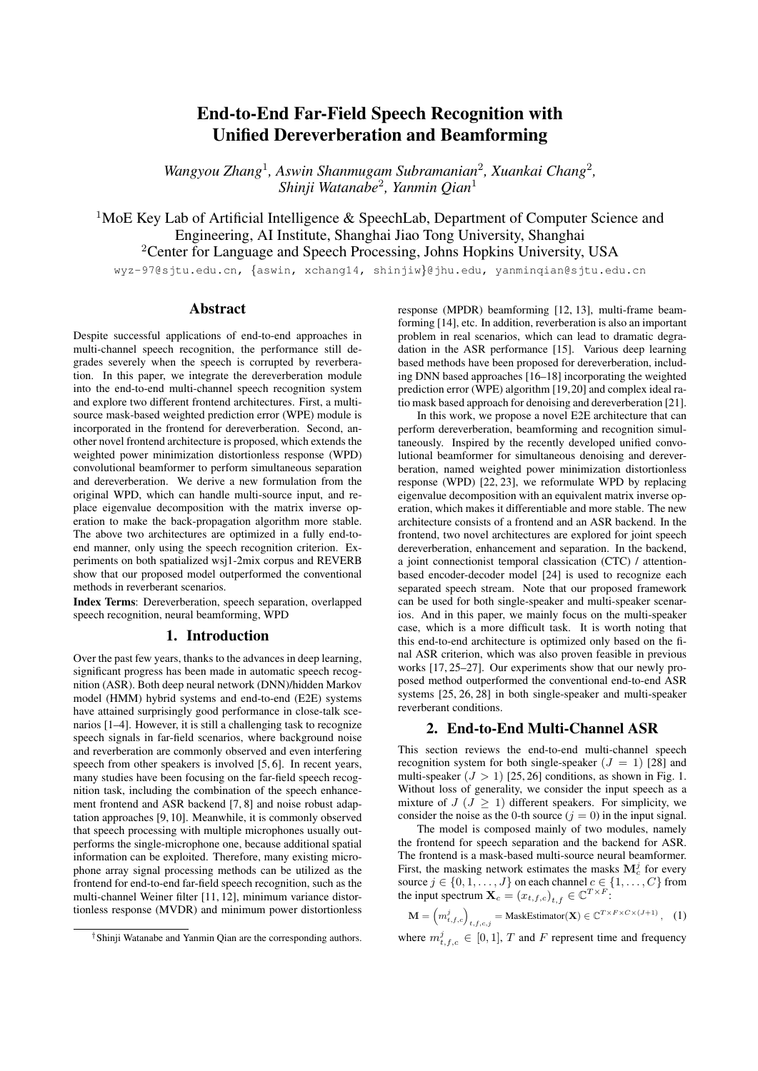# End-to-End Far-Field Speech Recognition with Unified Dereverberation and Beamforming

*Wangyou Zhang*[1]*, Aswin Shanmugam Subramanian*[2]*, Xuankai Chang*[2]*, Shinji Watanabe*[2]*, Yanmin Qian*[1]

[1]MoE Key Lab of Artificial Intelligence & SpeechLab, Department of Computer Science and Engineering, AI Institute, Shanghai Jiao Tong University, Shanghai
[2]Center for Language and Speech Processing, Johns Hopkins University, USA

wyz-97@sjtu.edu.cn, {aswin, xchang14, shinjiw}@jhu.edu, yanminqian@sjtu.edu.cn

## Abstract

Despite successful applications of end-to-end approaches in multi-channel speech recognition, the performance still degrades severely when the speech is corrupted by reverberation. In this paper, we integrate the dereverberation module into the end-to-end multi-channel speech recognition system and explore two different frontend architectures. First, a multi-source mask-based weighted prediction error (WPE) module is incorporated in the frontend for dereverberation. Second, another novel frontend architecture is proposed, which extends the weighted power minimization distortionless response (WPD) convolutional beamformer to perform simultaneous separation and dereverberation. We derive a new formulation from the original WPD, which can handle multi-source input, and replace eigenvalue decomposition with the matrix inverse operation to make the back-propagation algorithm more stable. The above two architectures are optimized in a fully end-to-end manner, only using the speech recognition criterion. Experiments on both spatialized wsj1-2mix corpus and REVERB show that our proposed model outperformed the conventional methods in reverberant scenarios.

**Index Terms**: Dereverberation, speech separation, overlapped speech recognition, neural beamforming, WPD

## 1. Introduction

Over the past few years, thanks to the advances in deep learning, significant progress has been made in automatic speech recognition (ASR). Both deep neural network (DNN)/hidden Markov model (HMM) hybrid systems and end-to-end (E2E) systems have attained surprisingly good performance in close-talk scenarios [1–4]. However, it is still a challenging task to recognize speech signals in far-field scenarios, where background noise and reverberation are commonly observed and even interfering speech from other speakers is involved [5, 6]. In recent years, many studies have been focusing on the far-field speech recognition task, including the combination of the speech enhancement frontend and ASR backend [7, 8] and noise robust adaptation approaches [9, 10]. Meanwhile, it is commonly observed that speech processing with multiple microphones usually outperforms the single-microphone one, because additional spatial information can be exploited. Therefore, many existing microphone array signal processing methods can be utilized as the frontend for end-to-end far-field speech recognition, such as the multi-channel Weiner filter [11, 12], minimum variance distortionless response (MVDR) and minimum power distortionless response (MPDR) beamforming [12, 13], multi-frame beamforming [14], etc. In addition, reverberation is also an important problem in real scenarios, which can lead to dramatic degradation in the ASR performance [15]. Various deep learning based methods have been proposed for dereverberation, including DNN based approaches [16–18] incorporating the weighted prediction error (WPE) algorithm [19, 20] and complex ideal ratio mask based approach for denoising and dereverberation [21].

In this work, we propose a novel E2E architecture that can perform dereverberation, beamforming and recognition simultaneously. Inspired by the recently developed unified convolutional beamformer for simultaneous denoising and dereverberation, named weighted power minimization distortionless response (WPD) [22, 23], we reformulate WPD by replacing eigenvalue decomposition with an equivalent matrix inverse operation, which makes it differentiable and more stable. The new architecture consists of a frontend and an ASR backend. In the frontend, two novel architectures are explored for joint speech dereverberation, enhancement and separation. In the backend, a joint connectionist temporal classification (CTC) / attention-based encoder-decoder model [24] is used to recognize each separated speech stream. Note that our proposed framework can be used for both single-speaker and multi-speaker scenarios. And in this paper, we mainly focus on the multi-speaker case, which is a more difficult task. It is worth noting that this end-to-end architecture is optimized only based on the final ASR criterion, which was also proven feasible in previous works [17, 25–27]. Our experiments show that our newly proposed method outperformed the conventional end-to-end ASR systems [25, 26, 28] in both single-speaker and multi-speaker reverberant conditions.

## 2. End-to-End Multi-Channel ASR

This section reviews the end-to-end multi-channel speech recognition system for both single-speaker ($J = 1$) [28] and multi-speaker ($J > 1$) [25, 26] conditions, as shown in Fig. 1. Without loss of generality, we consider the input speech as a mixture of $J$ ($J \geq 1$) different speakers. For simplicity, we consider the noise as the 0-th source ($j = 0$) in the input signal.

The model is composed mainly of two modules, namely the frontend for speech separation and the backend for ASR. The frontend is a mask-based multi-source neural beamformer. First, the masking network estimates the masks $\mathbf{M}_c^j$ for every source $j \in \{0, 1, \ldots, J\}$ on each channel $c \in \{1, \ldots, C\}$ from the input spectrum $\mathbf{X}_c = (x_{t,f,c})_{t,f} \in \mathbb{C}^{T \times F}$:

$$\mathbf{M} = \left(m_{t,f,c}^j\right)_{t,f,c,j} = \text{MaskEstimator}(\mathbf{X}) \in \mathbb{C}^{T \times F \times C \times (J+1)}, \quad (1)$$

where $m_{t,f,c}^j \in [0, 1]$, $T$ and $F$ represent time and frequency

---

†Shinji Watanabe and Yanmin Qian are the corresponding authors.